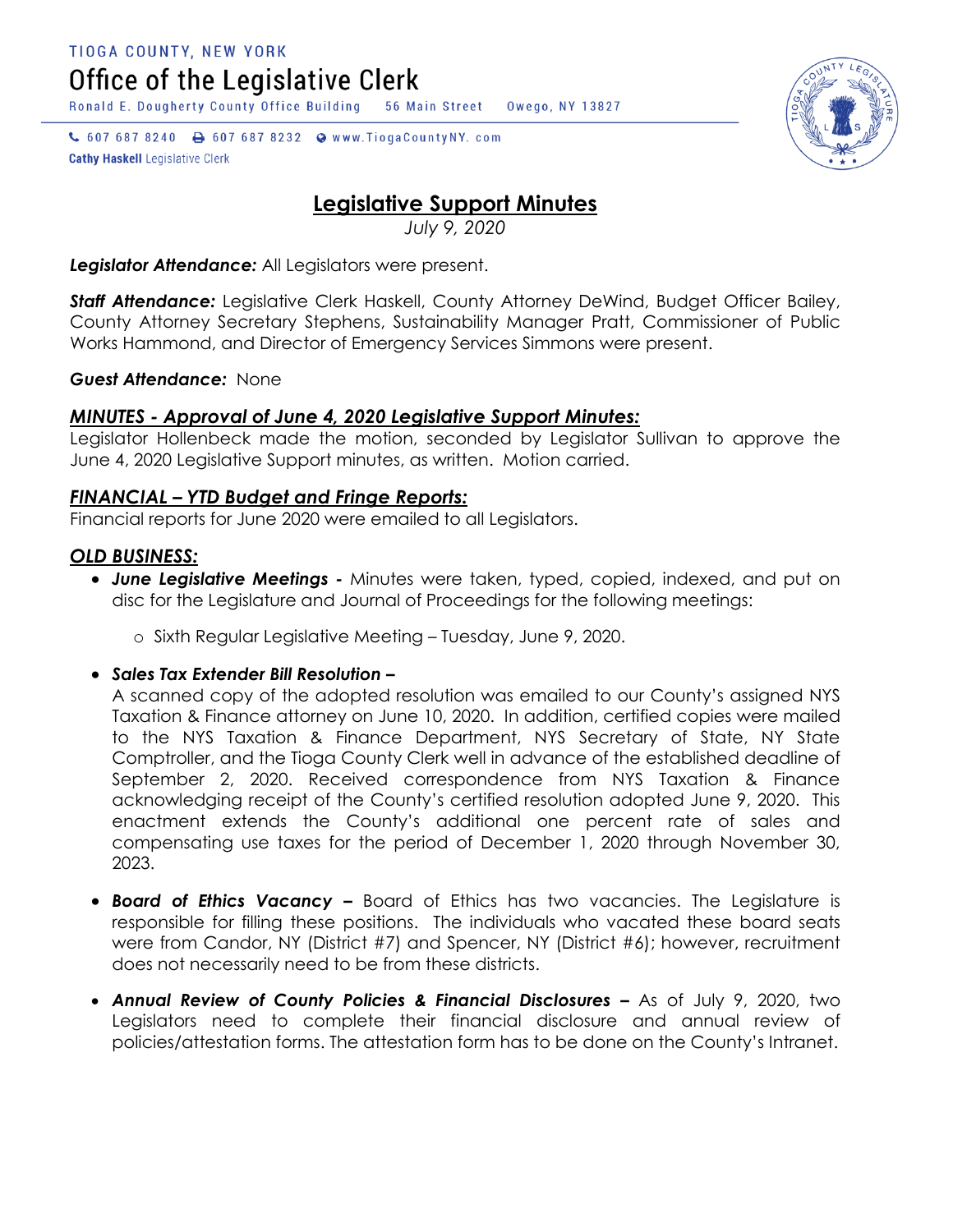TIOGA COUNTY, NEW YORK

# Office of the Legislative Clerk

Ronald E. Dougherty County Office Building 56 Main Street Owego, NY 13827

607 687 8240 607 687 8232 www.TiogaCountyNY. com

**Cathy Haskell** Legislative Clerk

## Legislative Support Minutes

*July 9, 2020*

***Legislator Attendance:*** All Legislators were present.

***Staff Attendance:*** Legislative Clerk Haskell, County Attorney DeWind, Budget Officer Bailey, County Attorney Secretary Stephens, Sustainability Manager Pratt, Commissioner of Public Works Hammond, and Director of Emergency Services Simmons were present.

***Guest Attendance:*** None

### *MINUTES - Approval of June 4, 2020 Legislative Support Minutes:*

Legislator Hollenbeck made the motion, seconded by Legislator Sullivan to approve the June 4, 2020 Legislative Support minutes, as written. Motion carried.

### *FINANCIAL – YTD Budget and Fringe Reports:*

Financial reports for June 2020 were emailed to all Legislators.

### *OLD BUSINESS:*

- ***June Legislative Meetings -*** Minutes were taken, typed, copied, indexed, and put on disc for the Legislature and Journal of Proceedings for the following meetings:
  - Sixth Regular Legislative Meeting – Tuesday, June 9, 2020.
- ***Sales Tax Extender Bill Resolution –***

  A scanned copy of the adopted resolution was emailed to our County's assigned NYS Taxation & Finance attorney on June 10, 2020. In addition, certified copies were mailed to the NYS Taxation & Finance Department, NYS Secretary of State, NY State Comptroller, and the Tioga County Clerk well in advance of the established deadline of September 2, 2020. Received correspondence from NYS Taxation & Finance acknowledging receipt of the County's certified resolution adopted June 9, 2020. This enactment extends the County's additional one percent rate of sales and compensating use taxes for the period of December 1, 2020 through November 30, 2023.
- ***Board of Ethics Vacancy –*** Board of Ethics has two vacancies. The Legislature is responsible for filling these positions. The individuals who vacated these board seats were from Candor, NY (District #7) and Spencer, NY (District #6); however, recruitment does not necessarily need to be from these districts.
- ***Annual Review of County Policies & Financial Disclosures –*** As of July 9, 2020, two Legislators need to complete their financial disclosure and annual review of policies/attestation forms. The attestation form has to be done on the County's Intranet.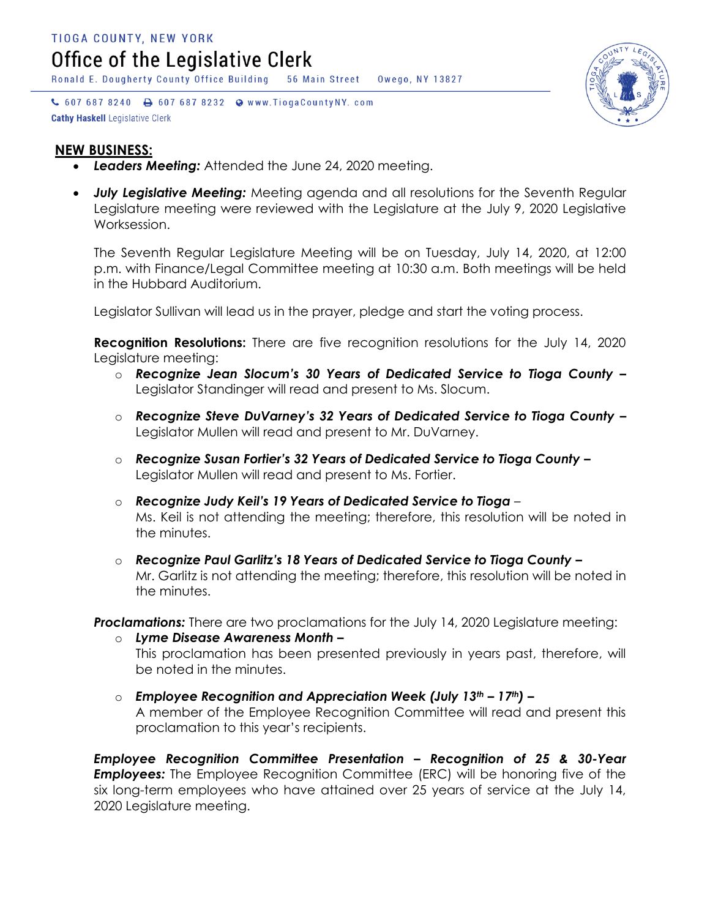TIOGA COUNTY, NEW YORK

# Office of the Legislative Clerk

Ronald E. Dougherty County Office Building 56 Main Street Owego, NY 13827

607 687 8240 607 687 8232 www.TiogaCountyNY. com

**Cathy Haskell** Legislative Clerk

## NEW BUSINESS:

- ***Leaders Meeting:*** Attended the June 24, 2020 meeting.
- ***July Legislative Meeting:*** Meeting agenda and all resolutions for the Seventh Regular Legislature meeting were reviewed with the Legislature at the July 9, 2020 Legislative Worksession.

  The Seventh Regular Legislature Meeting will be on Tuesday, July 14, 2020, at 12:00 p.m. with Finance/Legal Committee meeting at 10:30 a.m. Both meetings will be held in the Hubbard Auditorium.

  Legislator Sullivan will lead us in the prayer, pledge and start the voting process.

  **Recognition Resolutions:** There are five recognition resolutions for the July 14, 2020 Legislature meeting:

  - ***Recognize Jean Slocum's 30 Years of Dedicated Service to Tioga County –*** Legislator Standinger will read and present to Ms. Slocum.
  - ***Recognize Steve DuVarney's 32 Years of Dedicated Service to Tioga County –*** Legislator Mullen will read and present to Mr. DuVarney.
  - ***Recognize Susan Fortier's 32 Years of Dedicated Service to Tioga County –*** Legislator Mullen will read and present to Ms. Fortier.
  - ***Recognize Judy Keil's 19 Years of Dedicated Service to Tioga*** – Ms. Keil is not attending the meeting; therefore, this resolution will be noted in the minutes.
  - ***Recognize Paul Garlitz's 18 Years of Dedicated Service to Tioga County –*** Mr. Garlitz is not attending the meeting; therefore, this resolution will be noted in the minutes.

  ***Proclamations:*** There are two proclamations for the July 14, 2020 Legislature meeting:

  - ***Lyme Disease Awareness Month –*** This proclamation has been presented previously in years past, therefore, will be noted in the minutes.
  - ***Employee Recognition and Appreciation Week (July 13th – 17th) –*** A member of the Employee Recognition Committee will read and present this proclamation to this year's recipients.

  ***Employee Recognition Committee Presentation – Recognition of 25 & 30-Year Employees:*** The Employee Recognition Committee (ERC) will be honoring five of the six long-term employees who have attained over 25 years of service at the July 14, 2020 Legislature meeting.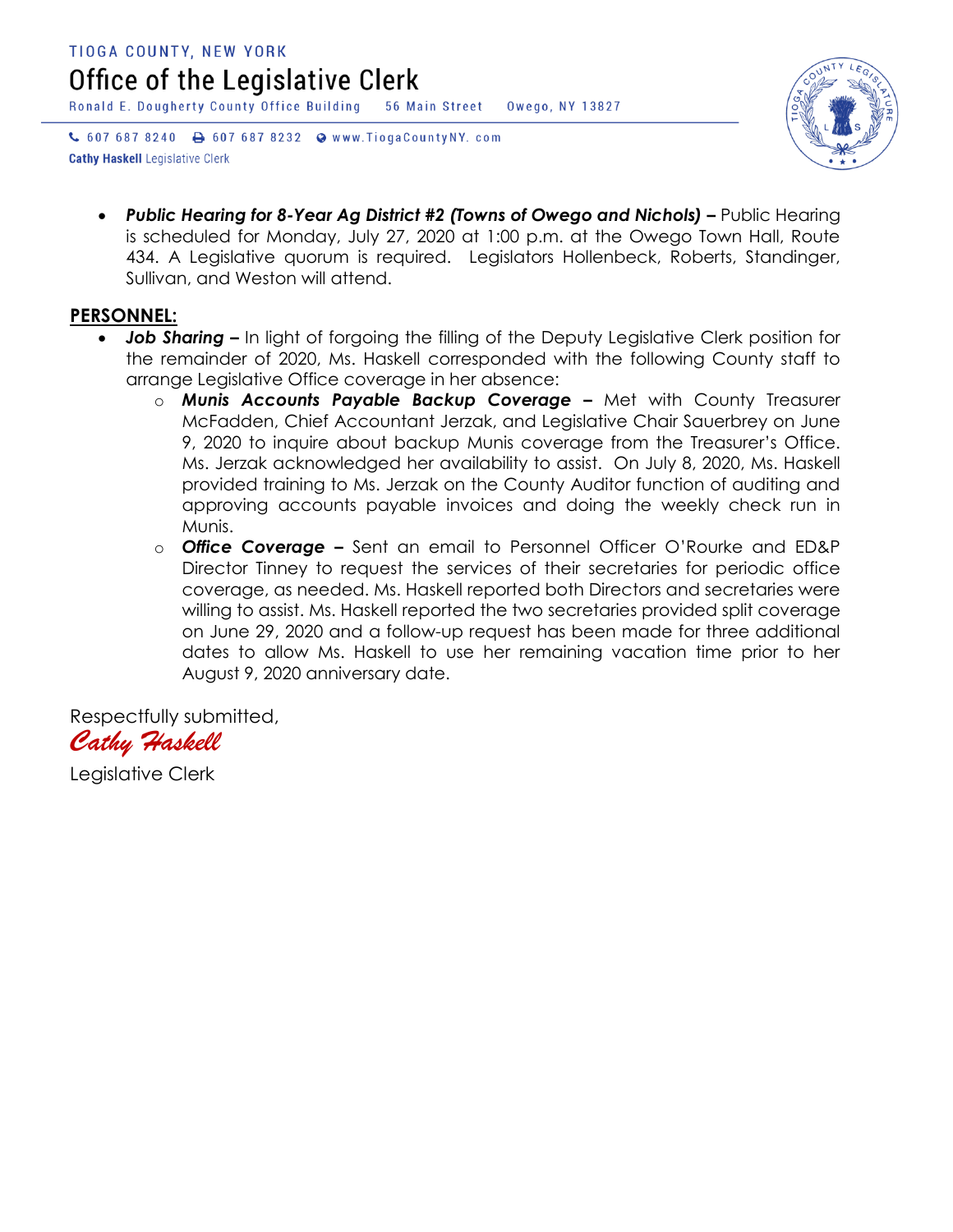TIOGA COUNTY, NEW YORK

# Office of the Legislative Clerk

Ronald E. Dougherty County Office Building 56 Main Street Owego, NY 13827

607 687 8240 607 687 8232 www.TiogaCountyNY. com

**Cathy Haskell** Legislative Clerk

- ***Public Hearing for 8-Year Ag District #2 (Towns of Owego and Nichols) –*** Public Hearing is scheduled for Monday, July 27, 2020 at 1:00 p.m. at the Owego Town Hall, Route 434. A Legislative quorum is required. Legislators Hollenbeck, Roberts, Standinger, Sullivan, and Weston will attend.

## PERSONNEL:

- ***Job Sharing –*** In light of forgoing the filling of the Deputy Legislative Clerk position for the remainder of 2020, Ms. Haskell corresponded with the following County staff to arrange Legislative Office coverage in her absence:
  - ***Munis Accounts Payable Backup Coverage –*** Met with County Treasurer McFadden, Chief Accountant Jerzak, and Legislative Chair Sauerbrey on June 9, 2020 to inquire about backup Munis coverage from the Treasurer's Office. Ms. Jerzak acknowledged her availability to assist. On July 8, 2020, Ms. Haskell provided training to Ms. Jerzak on the County Auditor function of auditing and approving accounts payable invoices and doing the weekly check run in Munis.
  - ***Office Coverage –*** Sent an email to Personnel Officer O'Rourke and ED&P Director Tinney to request the services of their secretaries for periodic office coverage, as needed. Ms. Haskell reported both Directors and secretaries were willing to assist. Ms. Haskell reported the two secretaries provided split coverage on June 29, 2020 and a follow-up request has been made for three additional dates to allow Ms. Haskell to use her remaining vacation time prior to her August 9, 2020 anniversary date.

Respectfully submitted,

*Cathy Haskell*

Legislative Clerk